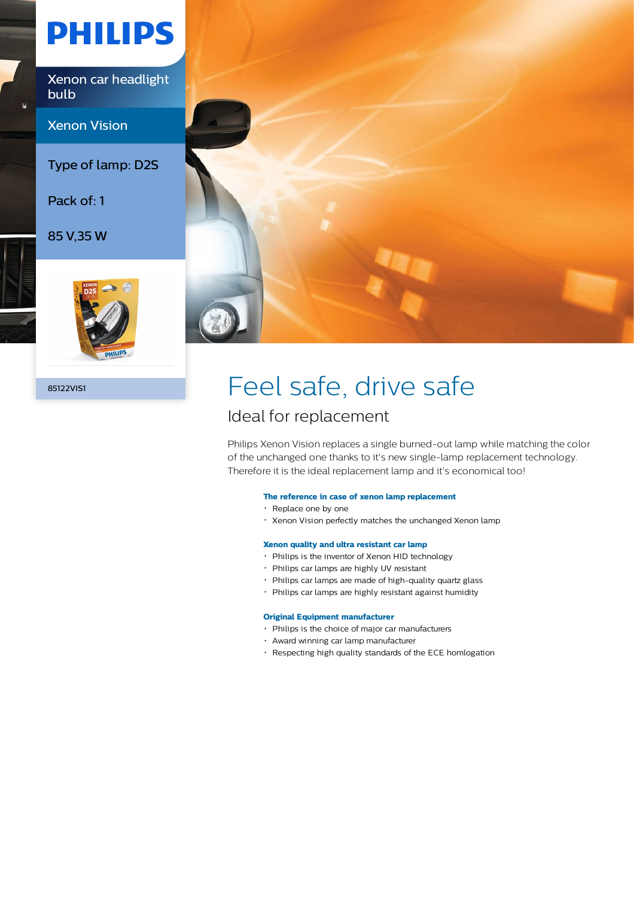PHILIPS

Xenon car headlight bulb

Xenon Vision

Type of lamp: D2S

Pack of: 1

85 V,35 W

85122VIS1

# Feel safe, drive safe

## Ideal for replacement

Philips Xenon Vision replaces a single burned-out lamp while matching the color of the unchanged one thanks to it's new single-lamp replacement technology. Therefore it is the ideal replacement lamp and it's economical too!

**The reference in case of xenon lamp replacement**

- Replace one by one
- Xenon Vision perfectly matches the unchanged Xenon lamp

**Xenon quality and ultra resistant car lamp**

- Philips is the inventor of Xenon HID technology
- Philips car lamps are highly UV resistant
- Philips car lamps are made of high-quality quartz glass
- Philips car lamps are highly resistant against humidity

**Original Equipment manufacturer**

- Philips is the choice of major car manufacturers
- Award winning car lamp manufacturer
- Respecting high quality standards of the ECE homlogation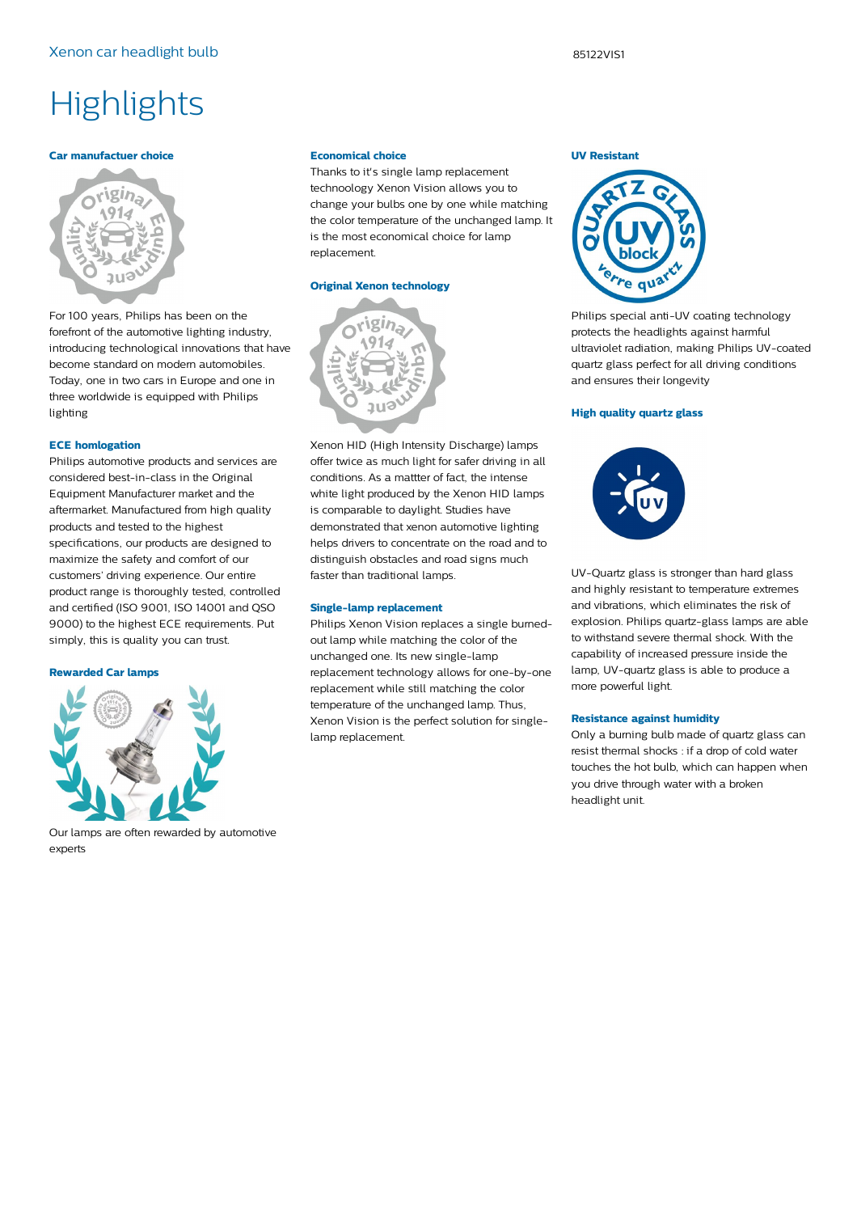# Highlights

### Car manufactuer choice

For 100 years, Philips has been on the forefront of the automotive lighting industry, introducing technological innovations that have become standard on modern automobiles. Today, one in two cars in Europe and one in three worldwide is equipped with Philips lighting

### ECE homlogation

Philips automotive products and services are considered best-in-class in the Original Equipment Manufacturer market and the aftermarket. Manufactured from high quality products and tested to the highest specifications, our products are designed to maximize the safety and comfort of our customers' driving experience. Our entire product range is thoroughly tested, controlled and certified (ISO 9001, ISO 14001 and QSO 9000) to the highest ECE requirements. Put simply, this is quality you can trust.

### Rewarded Car lamps

Our lamps are often rewarded by automotive experts

### Economical choice

Thanks to it's single lamp replacement technoology Xenon Vision allows you to change your bulbs one by one while matching the color temperature of the unchanged lamp. It is the most economical choice for lamp replacement.

### Original Xenon technology

Xenon HID (High Intensity Discharge) lamps offer twice as much light for safer driving in all conditions. As a mattter of fact, the intense white light produced by the Xenon HID lamps is comparable to daylight. Studies have demonstrated that xenon automotive lighting helps drivers to concentrate on the road and to distinguish obstacles and road signs much faster than traditional lamps.

### Single-lamp replacement

Philips Xenon Vision replaces a single burned-out lamp while matching the color of the unchanged one. Its new single-lamp replacement technology allows for one-by-one replacement while still matching the color temperature of the unchanged lamp. Thus, Xenon Vision is the perfect solution for single-lamp replacement.

### UV Resistant

Philips special anti-UV coating technology protects the headlights against harmful ultraviolet radiation, making Philips UV-coated quartz glass perfect for all driving conditions and ensures their longevity

### High quality quartz glass

UV-Quartz glass is stronger than hard glass and highly resistant to temperature extremes and vibrations, which eliminates the risk of explosion. Philips quartz-glass lamps are able to withstand severe thermal shock. With the capability of increased pressure inside the lamp, UV-quartz glass is able to produce a more powerful light.

### Resistance against humidity

Only a burning bulb made of quartz glass can resist thermal shocks : if a drop of cold water touches the hot bulb, which can happen when you drive through water with a broken headlight unit.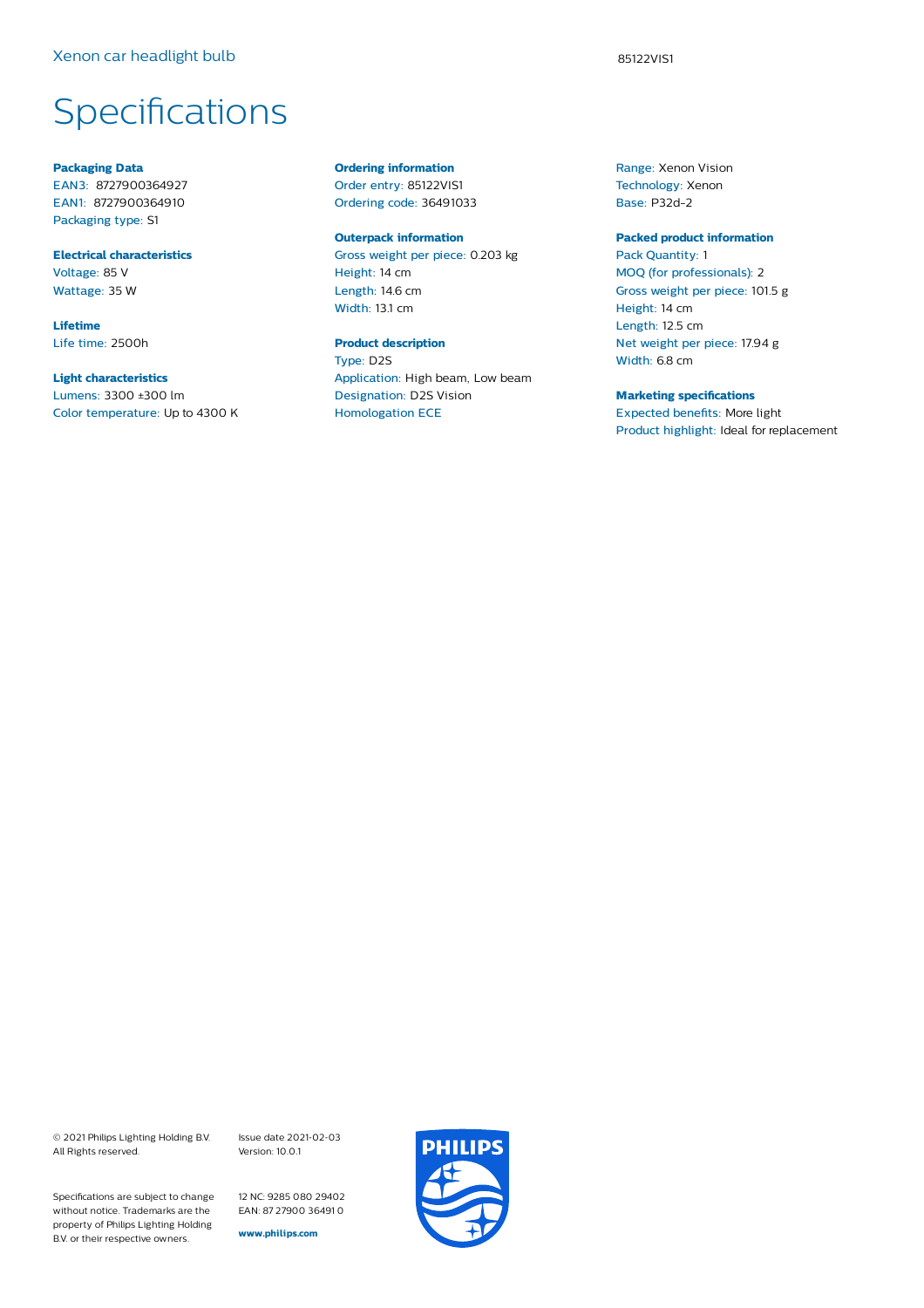Xenon car headlight bulb

85122VIS1

# Specifications

**Packaging Data**
EAN3: 8727900364927
EAN1: 8727900364910
Packaging type: S1

**Electrical characteristics**
Voltage: 85 V
Wattage: 35 W

**Lifetime**
Life time: 2500h

**Light characteristics**
Lumens: 3300 ±300 lm
Color temperature: Up to 4300 K

**Ordering information**
Order entry: 85122VIS1
Ordering code: 36491033

**Outerpack information**
Gross weight per piece: 0.203 kg
Height: 14 cm
Length: 14.6 cm
Width: 13.1 cm

**Product description**
Type: D2S
Application: High beam, Low beam
Designation: D2S Vision
Homologation ECE

Range: Xenon Vision
Technology: Xenon
Base: P32d-2

**Packed product information**
Pack Quantity: 1
MOQ (for professionals): 2
Gross weight per piece: 101.5 g
Height: 14 cm
Length: 12.5 cm
Net weight per piece: 17.94 g
Width: 6.8 cm

**Marketing specifications**
Expected benefits: More light
Product highlight: Ideal for replacement

© 2021 Philips Lighting Holding B.V.
All Rights reserved.

Issue date 2021-02-03
Version: 10.0.1

Specifications are subject to change without notice. Trademarks are the property of Philips Lighting Holding B.V. or their respective owners.

12 NC: 9285 080 29402
EAN: 87 27900 36491 0

www.philips.com